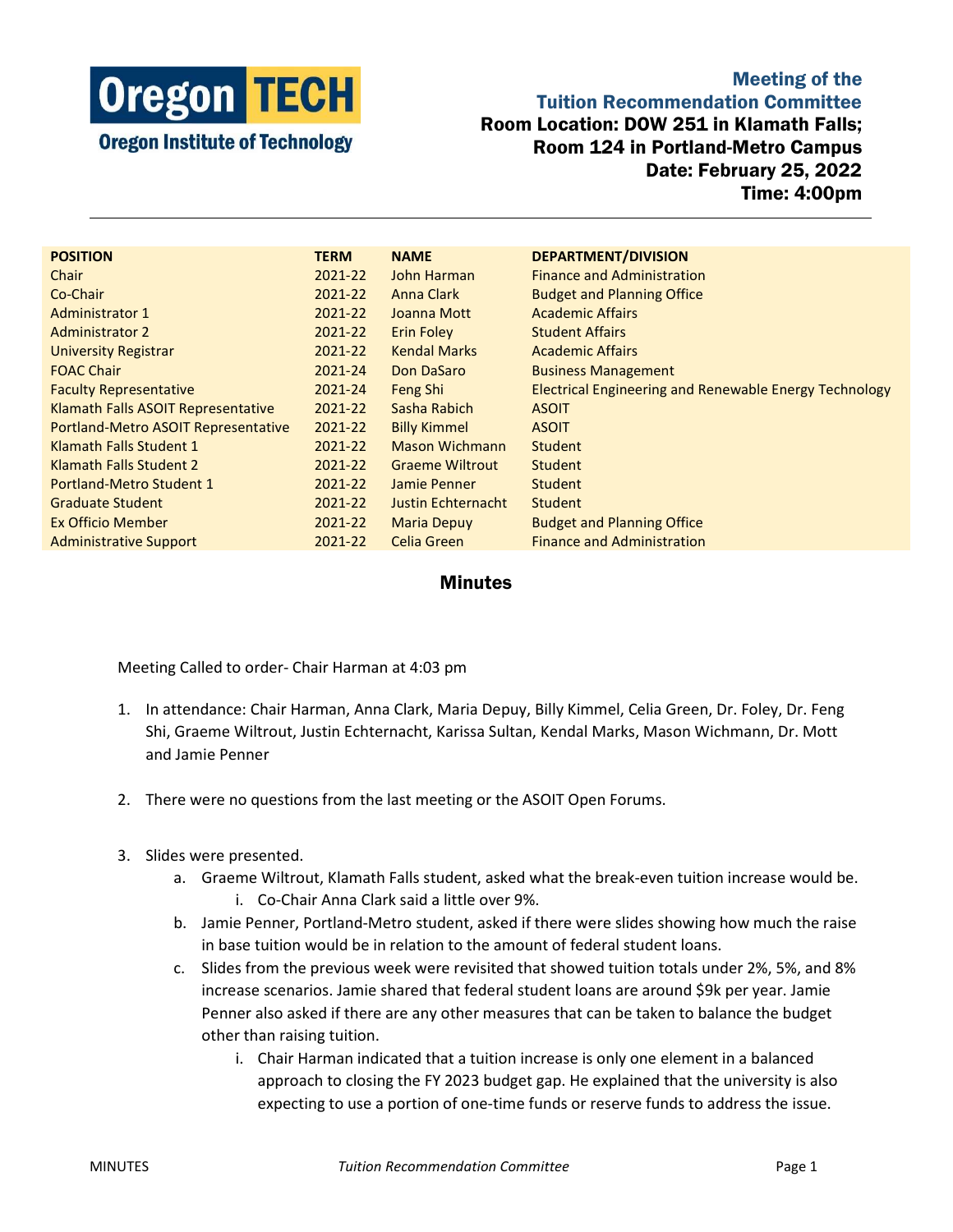**Oregon TECH**
**Oregon Institute of Technology**

**Meeting of the Tuition Recommendation Committee**
**Room Location: DOW 251 in Klamath Falls; Room 124 in Portland-Metro Campus**
**Date: February 25, 2022**
**Time: 4:00pm**

| POSITION | TERM | NAME | DEPARTMENT/DIVISION |
|---|---|---|---|
| Chair | 2021-22 | John Harman | Finance and Administration |
| Co-Chair | 2021-22 | Anna Clark | Budget and Planning Office |
| Administrator 1 | 2021-22 | Joanna Mott | Academic Affairs |
| Administrator 2 | 2021-22 | Erin Foley | Student Affairs |
| University Registrar | 2021-22 | Kendal Marks | Academic Affairs |
| FOAC Chair | 2021-24 | Don DaSaro | Business Management |
| Faculty Representative | 2021-24 | Feng Shi | Electrical Engineering and Renewable Energy Technology |
| Klamath Falls ASOIT Representative | 2021-22 | Sasha Rabich | ASOIT |
| Portland-Metro ASOIT Representative | 2021-22 | Billy Kimmel | ASOIT |
| Klamath Falls Student 1 | 2021-22 | Mason Wichmann | Student |
| Klamath Falls Student 2 | 2021-22 | Graeme Wiltrout | Student |
| Portland-Metro Student 1 | 2021-22 | Jamie Penner | Student |
| Graduate Student | 2021-22 | Justin Echternacht | Student |
| Ex Officio Member | 2021-22 | Maria Depuy | Budget and Planning Office |
| Administrative Support | 2021-22 | Celia Green | Finance and Administration |

## Minutes

Meeting Called to order- Chair Harman at 4:03 pm

1. In attendance: Chair Harman, Anna Clark, Maria Depuy, Billy Kimmel, Celia Green, Dr. Foley, Dr. Feng Shi, Graeme Wiltrout, Justin Echternacht, Karissa Sultan, Kendal Marks, Mason Wichmann, Dr. Mott and Jamie Penner

2. There were no questions from the last meeting or the ASOIT Open Forums.

3. Slides were presented.
    a. Graeme Wiltrout, Klamath Falls student, asked what the break-even tuition increase would be.
        i. Co-Chair Anna Clark said a little over 9%.
    b. Jamie Penner, Portland-Metro student, asked if there were slides showing how much the raise in base tuition would be in relation to the amount of federal student loans.
    c. Slides from the previous week were revisited that showed tuition totals under 2%, 5%, and 8% increase scenarios. Jamie shared that federal student loans are around $9k per year. Jamie Penner also asked if there are any other measures that can be taken to balance the budget other than raising tuition.
        i. Chair Harman indicated that a tuition increase is only one element in a balanced approach to closing the FY 2023 budget gap. He explained that the university is also expecting to use a portion of one-time funds or reserve funds to address the issue.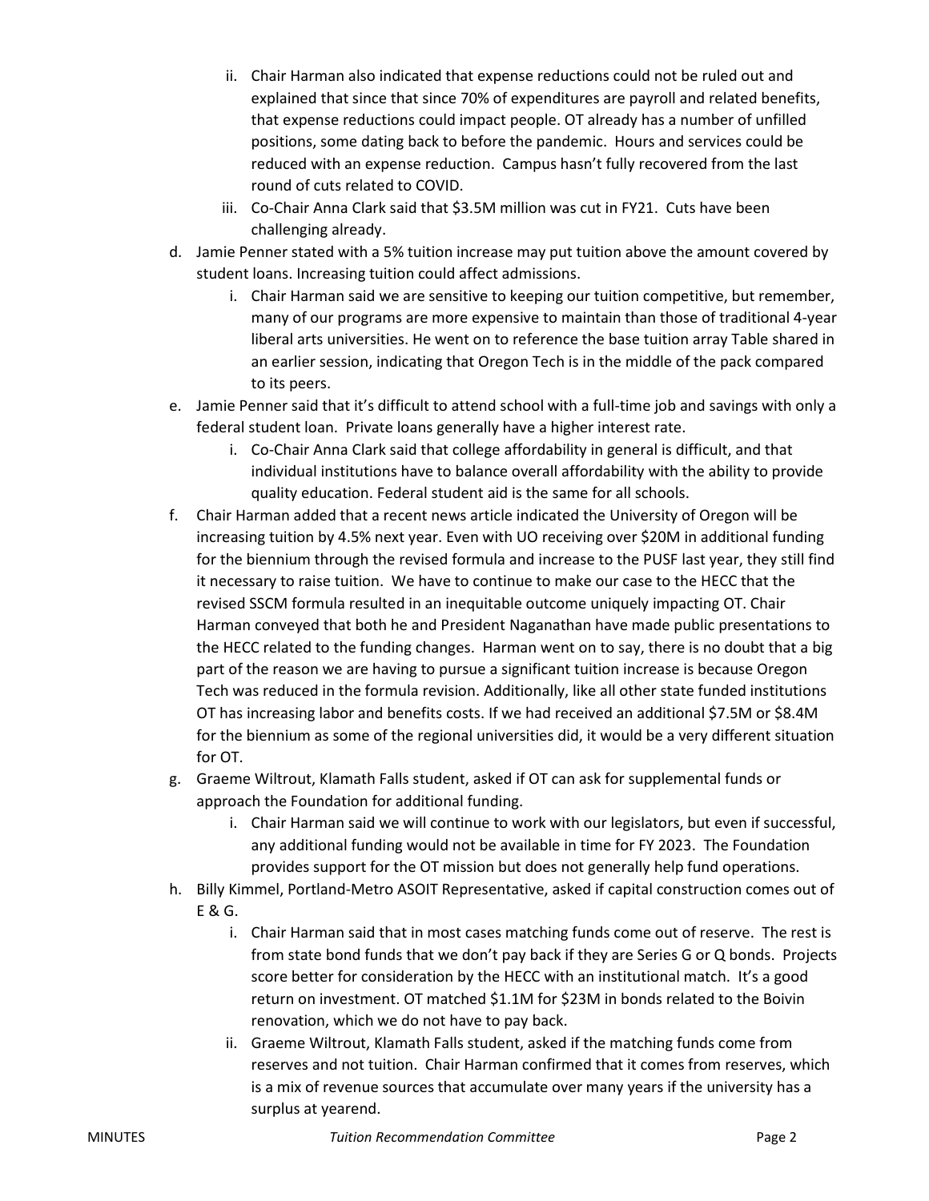ii. Chair Harman also indicated that expense reductions could not be ruled out and explained that since that since 70% of expenditures are payroll and related benefits, that expense reductions could impact people. OT already has a number of unfilled positions, some dating back to before the pandemic. Hours and services could be reduced with an expense reduction. Campus hasn't fully recovered from the last round of cuts related to COVID.

   iii. Co-Chair Anna Clark said that $3.5M million was cut in FY21. Cuts have been challenging already.

d. Jamie Penner stated with a 5% tuition increase may put tuition above the amount covered by student loans. Increasing tuition could affect admissions.

   i. Chair Harman said we are sensitive to keeping our tuition competitive, but remember, many of our programs are more expensive to maintain than those of traditional 4-year liberal arts universities. He went on to reference the base tuition array Table shared in an earlier session, indicating that Oregon Tech is in the middle of the pack compared to its peers.

e. Jamie Penner said that it's difficult to attend school with a full-time job and savings with only a federal student loan. Private loans generally have a higher interest rate.

   i. Co-Chair Anna Clark said that college affordability in general is difficult, and that individual institutions have to balance overall affordability with the ability to provide quality education. Federal student aid is the same for all schools.

f. Chair Harman added that a recent news article indicated the University of Oregon will be increasing tuition by 4.5% next year. Even with UO receiving over $20M in additional funding for the biennium through the revised formula and increase to the PUSF last year, they still find it necessary to raise tuition. We have to continue to make our case to the HECC that the revised SSCM formula resulted in an inequitable outcome uniquely impacting OT. Chair Harman conveyed that both he and President Naganathan have made public presentations to the HECC related to the funding changes. Harman went on to say, there is no doubt that a big part of the reason we are having to pursue a significant tuition increase is because Oregon Tech was reduced in the formula revision. Additionally, like all other state funded institutions OT has increasing labor and benefits costs. If we had received an additional $7.5M or $8.4M for the biennium as some of the regional universities did, it would be a very different situation for OT.

g. Graeme Wiltrout, Klamath Falls student, asked if OT can ask for supplemental funds or approach the Foundation for additional funding.

   i. Chair Harman said we will continue to work with our legislators, but even if successful, any additional funding would not be available in time for FY 2023. The Foundation provides support for the OT mission but does not generally help fund operations.

h. Billy Kimmel, Portland-Metro ASOIT Representative, asked if capital construction comes out of E & G.

   i. Chair Harman said that in most cases matching funds come out of reserve. The rest is from state bond funds that we don't pay back if they are Series G or Q bonds. Projects score better for consideration by the HECC with an institutional match. It's a good return on investment. OT matched $1.1M for $23M in bonds related to the Boivin renovation, which we do not have to pay back.

   ii. Graeme Wiltrout, Klamath Falls student, asked if the matching funds come from reserves and not tuition. Chair Harman confirmed that it comes from reserves, which is a mix of revenue sources that accumulate over many years if the university has a surplus at yearend.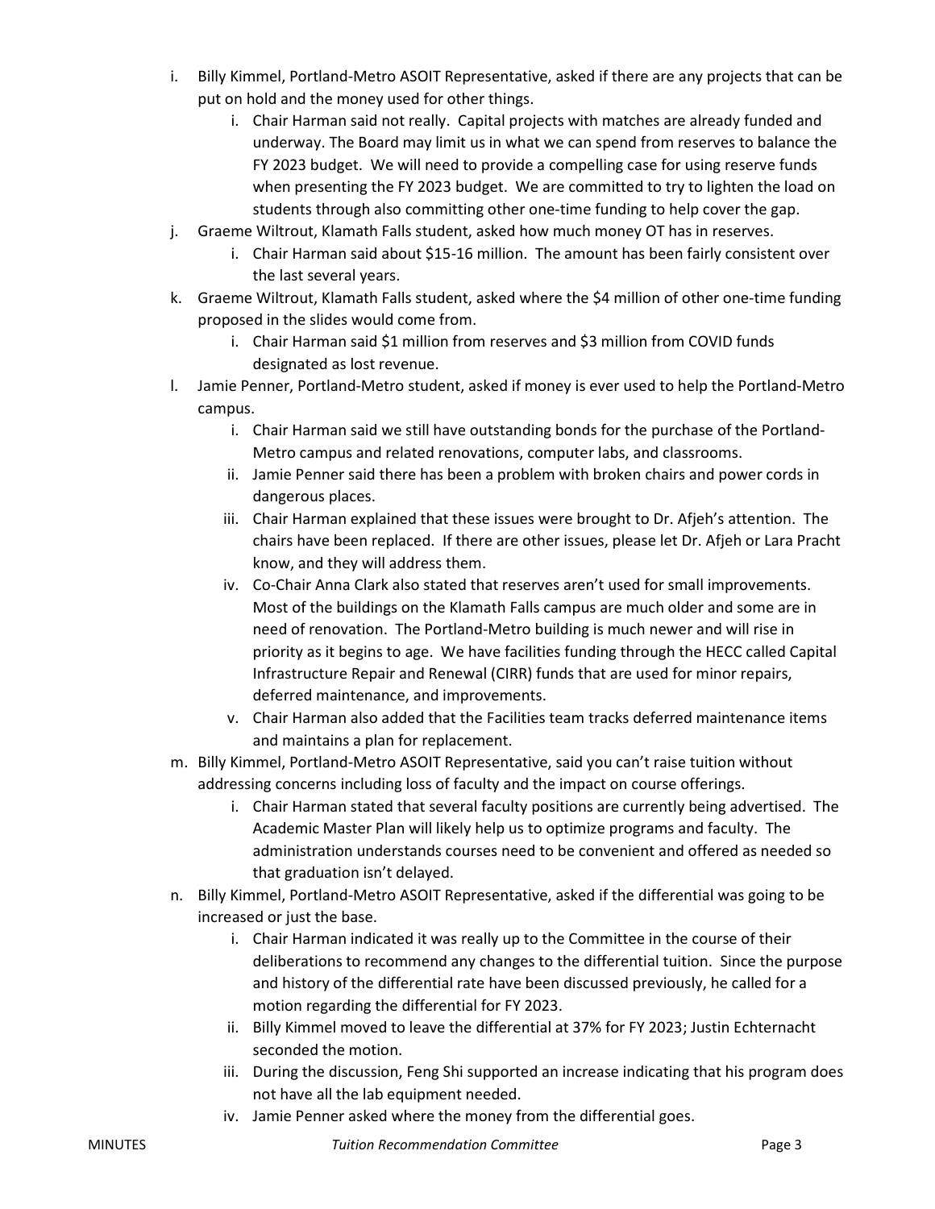i. Billy Kimmel, Portland-Metro ASOIT Representative, asked if there are any projects that can be put on hold and the money used for other things.
    i. Chair Harman said not really. Capital projects with matches are already funded and underway. The Board may limit us in what we can spend from reserves to balance the FY 2023 budget. We will need to provide a compelling case for using reserve funds when presenting the FY 2023 budget. We are committed to try to lighten the load on students through also committing other one-time funding to help cover the gap.

j. Graeme Wiltrout, Klamath Falls student, asked how much money OT has in reserves.
    i. Chair Harman said about $15-16 million. The amount has been fairly consistent over the last several years.

k. Graeme Wiltrout, Klamath Falls student, asked where the $4 million of other one-time funding proposed in the slides would come from.
    i. Chair Harman said $1 million from reserves and $3 million from COVID funds designated as lost revenue.

l. Jamie Penner, Portland-Metro student, asked if money is ever used to help the Portland-Metro campus.
    i. Chair Harman said we still have outstanding bonds for the purchase of the Portland-Metro campus and related renovations, computer labs, and classrooms.
    ii. Jamie Penner said there has been a problem with broken chairs and power cords in dangerous places.
    iii. Chair Harman explained that these issues were brought to Dr. Afjeh's attention. The chairs have been replaced. If there are other issues, please let Dr. Afjeh or Lara Pracht know, and they will address them.
    iv. Co-Chair Anna Clark also stated that reserves aren't used for small improvements. Most of the buildings on the Klamath Falls campus are much older and some are in need of renovation. The Portland-Metro building is much newer and will rise in priority as it begins to age. We have facilities funding through the HECC called Capital Infrastructure Repair and Renewal (CIRR) funds that are used for minor repairs, deferred maintenance, and improvements.
    v. Chair Harman also added that the Facilities team tracks deferred maintenance items and maintains a plan for replacement.

m. Billy Kimmel, Portland-Metro ASOIT Representative, said you can't raise tuition without addressing concerns including loss of faculty and the impact on course offerings.
    i. Chair Harman stated that several faculty positions are currently being advertised. The Academic Master Plan will likely help us to optimize programs and faculty. The administration understands courses need to be convenient and offered as needed so that graduation isn't delayed.

n. Billy Kimmel, Portland-Metro ASOIT Representative, asked if the differential was going to be increased or just the base.
    i. Chair Harman indicated it was really up to the Committee in the course of their deliberations to recommend any changes to the differential tuition. Since the purpose and history of the differential rate have been discussed previously, he called for a motion regarding the differential for FY 2023.
    ii. Billy Kimmel moved to leave the differential at 37% for FY 2023; Justin Echternacht seconded the motion.
    iii. During the discussion, Feng Shi supported an increase indicating that his program does not have all the lab equipment needed.
    iv. Jamie Penner asked where the money from the differential goes.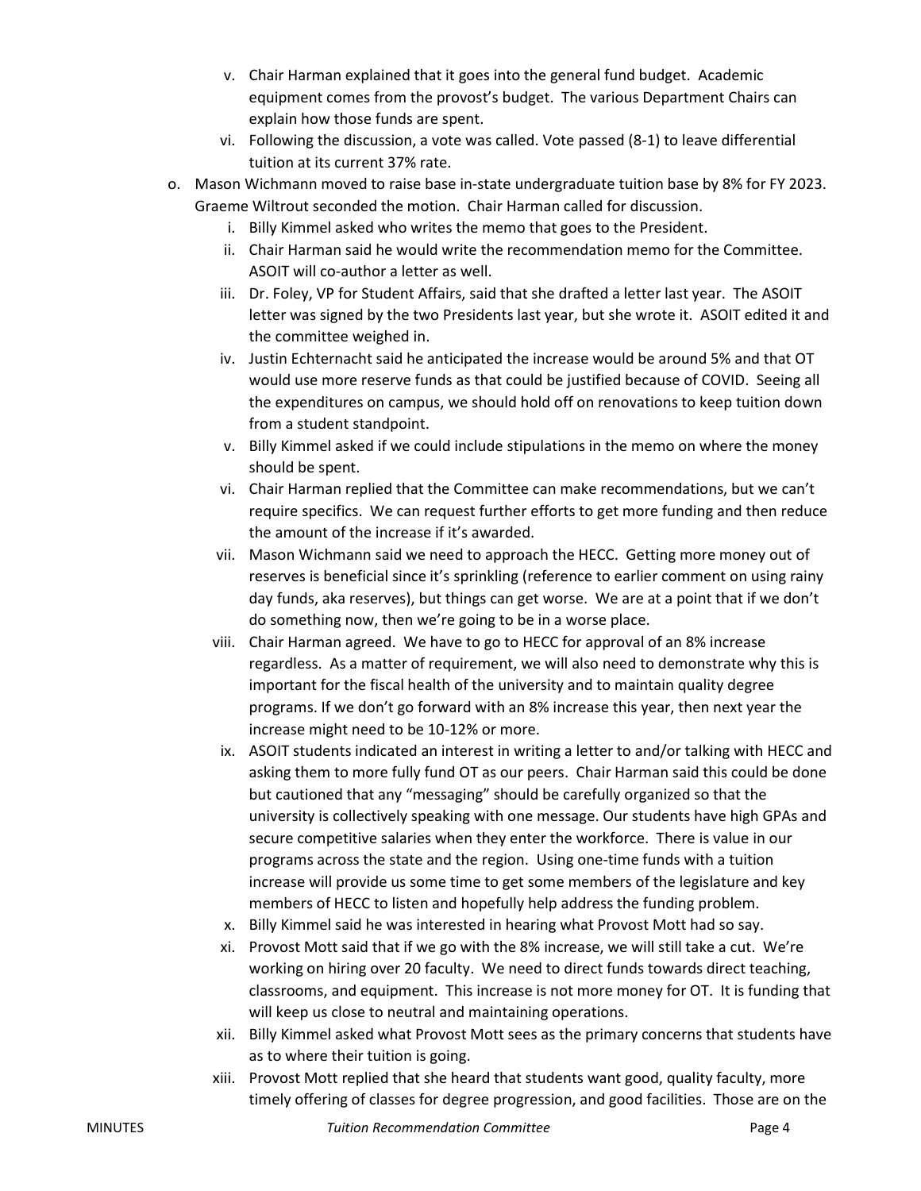v. Chair Harman explained that it goes into the general fund budget. Academic equipment comes from the provost's budget. The various Department Chairs can explain how those funds are spent.
   vi. Following the discussion, a vote was called. Vote passed (8-1) to leave differential tuition at its current 37% rate.

o. Mason Wichmann moved to raise base in-state undergraduate tuition base by 8% for FY 2023. Graeme Wiltrout seconded the motion. Chair Harman called for discussion.
   i. Billy Kimmel asked who writes the memo that goes to the President.
   ii. Chair Harman said he would write the recommendation memo for the Committee. ASOIT will co-author a letter as well.
   iii. Dr. Foley, VP for Student Affairs, said that she drafted a letter last year. The ASOIT letter was signed by the two Presidents last year, but she wrote it. ASOIT edited it and the committee weighed in.
   iv. Justin Echternacht said he anticipated the increase would be around 5% and that OT would use more reserve funds as that could be justified because of COVID. Seeing all the expenditures on campus, we should hold off on renovations to keep tuition down from a student standpoint.
   v. Billy Kimmel asked if we could include stipulations in the memo on where the money should be spent.
   vi. Chair Harman replied that the Committee can make recommendations, but we can't require specifics. We can request further efforts to get more funding and then reduce the amount of the increase if it's awarded.
   vii. Mason Wichmann said we need to approach the HECC. Getting more money out of reserves is beneficial since it's sprinkling (reference to earlier comment on using rainy day funds, aka reserves), but things can get worse. We are at a point that if we don't do something now, then we're going to be in a worse place.
   viii. Chair Harman agreed. We have to go to HECC for approval of an 8% increase regardless. As a matter of requirement, we will also need to demonstrate why this is important for the fiscal health of the university and to maintain quality degree programs. If we don't go forward with an 8% increase this year, then next year the increase might need to be 10-12% or more.
   ix. ASOIT students indicated an interest in writing a letter to and/or talking with HECC and asking them to more fully fund OT as our peers. Chair Harman said this could be done but cautioned that any "messaging" should be carefully organized so that the university is collectively speaking with one message. Our students have high GPAs and secure competitive salaries when they enter the workforce. There is value in our programs across the state and the region. Using one-time funds with a tuition increase will provide us some time to get some members of the legislature and key members of HECC to listen and hopefully help address the funding problem.
   x. Billy Kimmel said he was interested in hearing what Provost Mott had so say.
   xi. Provost Mott said that if we go with the 8% increase, we will still take a cut. We're working on hiring over 20 faculty. We need to direct funds towards direct teaching, classrooms, and equipment. This increase is not more money for OT. It is funding that will keep us close to neutral and maintaining operations.
   xii. Billy Kimmel asked what Provost Mott sees as the primary concerns that students have as to where their tuition is going.
   xiii. Provost Mott replied that she heard that students want good, quality faculty, more timely offering of classes for degree progression, and good facilities. Those are on the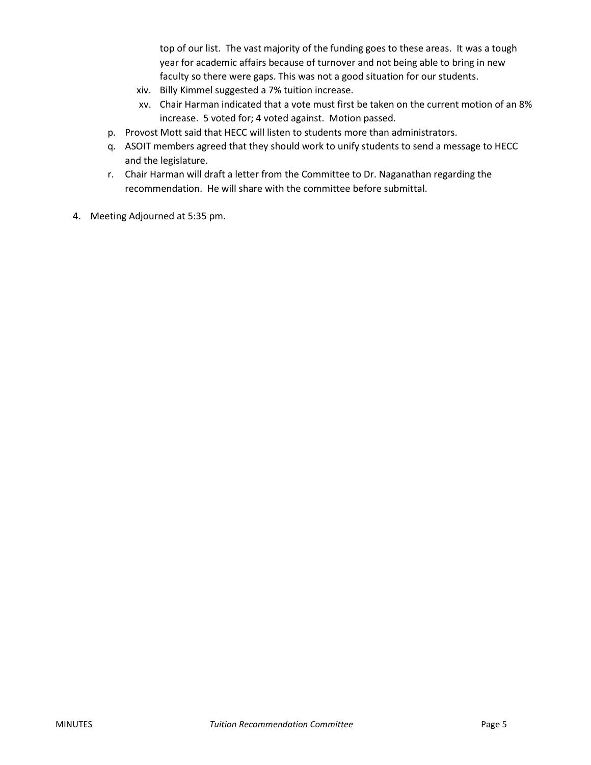top of our list. The vast majority of the funding goes to these areas. It was a tough year for academic affairs because of turnover and not being able to bring in new faculty so there were gaps. This was not a good situation for our students.

   xiv. Billy Kimmel suggested a 7% tuition increase.

   xv. Chair Harman indicated that a vote must first be taken on the current motion of an 8% increase. 5 voted for; 4 voted against. Motion passed.

p. Provost Mott said that HECC will listen to students more than administrators.

q. ASOIT members agreed that they should work to unify students to send a message to HECC and the legislature.

r. Chair Harman will draft a letter from the Committee to Dr. Naganathan regarding the recommendation. He will share with the committee before submittal.

4. Meeting Adjourned at 5:35 pm.